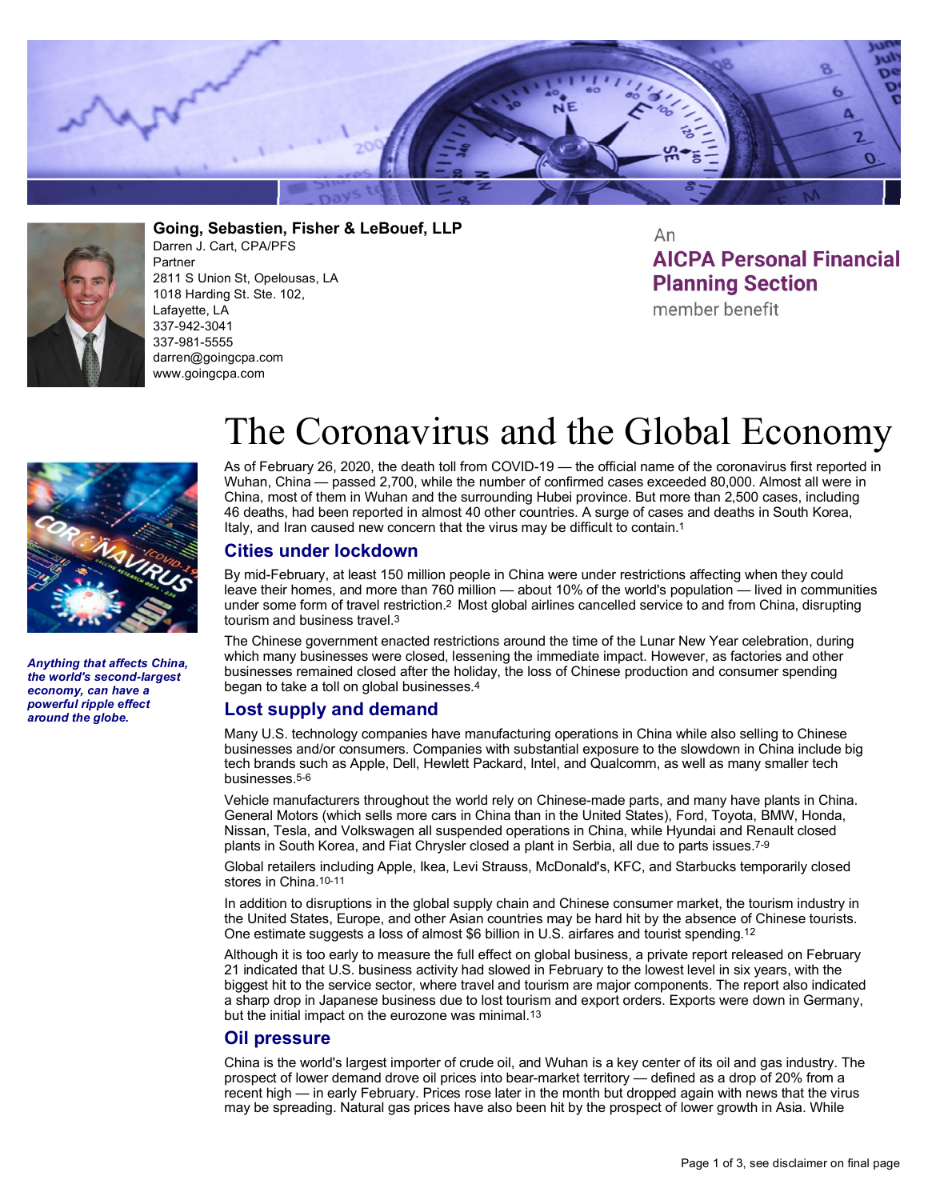**Going, Sebastien, Fisher & LeBouef, LLP**
Darren J. Cart, CPA/PFS
Partner
2811 S Union St, Opelousas, LA
1018 Harding St. Ste. 102,
Lafayette, LA
337-942-3041
337-981-5555
darren@goingcpa.com
www.goingcpa.com

An
**AICPA Personal Financial Planning Section**
member benefit

# The Coronavirus and the Global Economy

*Anything that affects China, the world's second-largest economy, can have a powerful ripple effect around the globe.*

As of February 26, 2020, the death toll from COVID-19 — the official name of the coronavirus first reported in Wuhan, China — passed 2,700, while the number of confirmed cases exceeded 80,000. Almost all were in China, most of them in Wuhan and the surrounding Hubei province. But more than 2,500 cases, including 46 deaths, had been reported in almost 40 other countries. A surge of cases and deaths in South Korea, Italy, and Iran caused new concern that the virus may be difficult to contain.[1]

## Cities under lockdown

By mid-February, at least 150 million people in China were under restrictions affecting when they could leave their homes, and more than 760 million — about 10% of the world's population — lived in communities under some form of travel restriction.[2] Most global airlines cancelled service to and from China, disrupting tourism and business travel.[3]

The Chinese government enacted restrictions around the time of the Lunar New Year celebration, during which many businesses were closed, lessening the immediate impact. However, as factories and other businesses remained closed after the holiday, the loss of Chinese production and consumer spending began to take a toll on global businesses.[4]

## Lost supply and demand

Many U.S. technology companies have manufacturing operations in China while also selling to Chinese businesses and/or consumers. Companies with substantial exposure to the slowdown in China include big tech brands such as Apple, Dell, Hewlett Packard, Intel, and Qualcomm, as well as many smaller tech businesses.[5-6]

Vehicle manufacturers throughout the world rely on Chinese-made parts, and many have plants in China. General Motors (which sells more cars in China than in the United States), Ford, Toyota, BMW, Honda, Nissan, Tesla, and Volkswagen all suspended operations in China, while Hyundai and Renault closed plants in South Korea, and Fiat Chrysler closed a plant in Serbia, all due to parts issues.[7-9]

Global retailers including Apple, Ikea, Levi Strauss, McDonald's, KFC, and Starbucks temporarily closed stores in China.[10-11]

In addition to disruptions in the global supply chain and Chinese consumer market, the tourism industry in the United States, Europe, and other Asian countries may be hard hit by the absence of Chinese tourists. One estimate suggests a loss of almost $6 billion in U.S. airfares and tourist spending.[12]

Although it is too early to measure the full effect on global business, a private report released on February 21 indicated that U.S. business activity had slowed in February to the lowest level in six years, with the biggest hit to the service sector, where travel and tourism are major components. The report also indicated a sharp drop in Japanese business due to lost tourism and export orders. Exports were down in Germany, but the initial impact on the eurozone was minimal.[13]

## Oil pressure

China is the world's largest importer of crude oil, and Wuhan is a key center of its oil and gas industry. The prospect of lower demand drove oil prices into bear-market territory — defined as a drop of 20% from a recent high — in early February. Prices rose later in the month but dropped again with news that the virus may be spreading. Natural gas prices have also been hit by the prospect of lower growth in Asia. While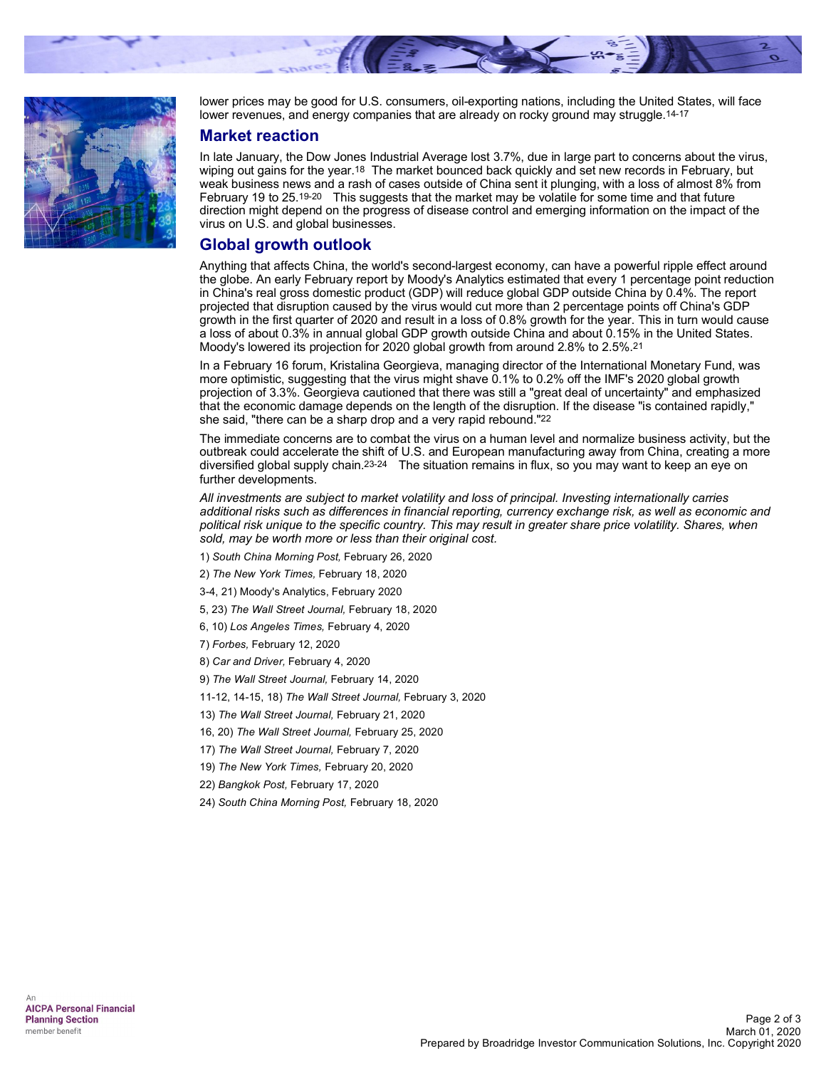lower prices may be good for U.S. consumers, oil-exporting nations, including the United States, will face lower revenues, and energy companies that are already on rocky ground may struggle.[14-17]

## Market reaction

In late January, the Dow Jones Industrial Average lost 3.7%, due in large part to concerns about the virus, wiping out gains for the year.[18] The market bounced back quickly and set new records in February, but weak business news and a rash of cases outside of China sent it plunging, with a loss of almost 8% from February 19 to 25.[19-20] This suggests that the market may be volatile for some time and that future direction might depend on the progress of disease control and emerging information on the impact of the virus on U.S. and global businesses.

## Global growth outlook

Anything that affects China, the world's second-largest economy, can have a powerful ripple effect around the globe. An early February report by Moody's Analytics estimated that every 1 percentage point reduction in China's real gross domestic product (GDP) will reduce global GDP outside China by 0.4%. The report projected that disruption caused by the virus would cut more than 2 percentage points off China's GDP growth in the first quarter of 2020 and result in a loss of 0.8% growth for the year. This in turn would cause a loss of about 0.3% in annual global GDP growth outside China and about 0.15% in the United States. Moody's lowered its projection for 2020 global growth from around 2.8% to 2.5%.[21]

In a February 16 forum, Kristalina Georgieva, managing director of the International Monetary Fund, was more optimistic, suggesting that the virus might shave 0.1% to 0.2% off the IMF's 2020 global growth projection of 3.3%. Georgieva cautioned that there was still a "great deal of uncertainty" and emphasized that the economic damage depends on the length of the disruption. If the disease "is contained rapidly," she said, "there can be a sharp drop and a very rapid rebound."[22]

The immediate concerns are to combat the virus on a human level and normalize business activity, but the outbreak could accelerate the shift of U.S. and European manufacturing away from China, creating a more diversified global supply chain.[23-24] The situation remains in flux, so you may want to keep an eye on further developments.

*All investments are subject to market volatility and loss of principal. Investing internationally carries additional risks such as differences in financial reporting, currency exchange risk, as well as economic and political risk unique to the specific country. This may result in greater share price volatility. Shares, when sold, may be worth more or less than their original cost.*

1) *South China Morning Post,* February 26, 2020

2) *The New York Times,* February 18, 2020

3-4, 21) Moody's Analytics, February 2020

5, 23) *The Wall Street Journal,* February 18, 2020

6, 10) *Los Angeles Times,* February 4, 2020

7) *Forbes,* February 12, 2020

8) *Car and Driver,* February 4, 2020

9) *The Wall Street Journal,* February 14, 2020

11-12, 14-15, 18) *The Wall Street Journal,* February 3, 2020

13) *The Wall Street Journal,* February 21, 2020

16, 20) *The Wall Street Journal,* February 25, 2020

17) *The Wall Street Journal,* February 7, 2020

19) *The New York Times,* February 20, 2020

22) *Bangkok Post,* February 17, 2020

24) *South China Morning Post,* February 18, 2020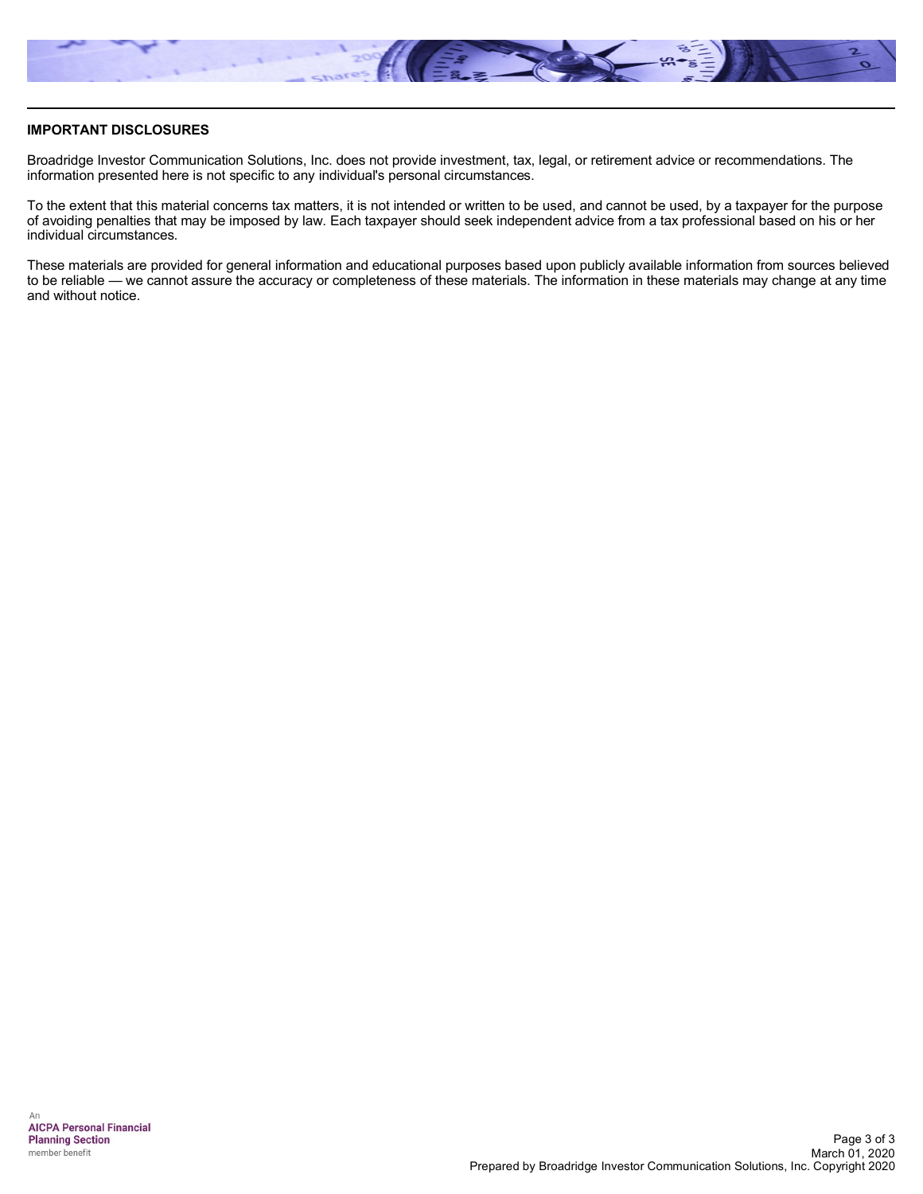**IMPORTANT DISCLOSURES**

Broadridge Investor Communication Solutions, Inc. does not provide investment, tax, legal, or retirement advice or recommendations. The information presented here is not specific to any individual's personal circumstances.

To the extent that this material concerns tax matters, it is not intended or written to be used, and cannot be used, by a taxpayer for the purpose of avoiding penalties that may be imposed by law. Each taxpayer should seek independent advice from a tax professional based on his or her individual circumstances.

These materials are provided for general information and educational purposes based upon publicly available information from sources believed to be reliable — we cannot assure the accuracy or completeness of these materials. The information in these materials may change at any time and without notice.